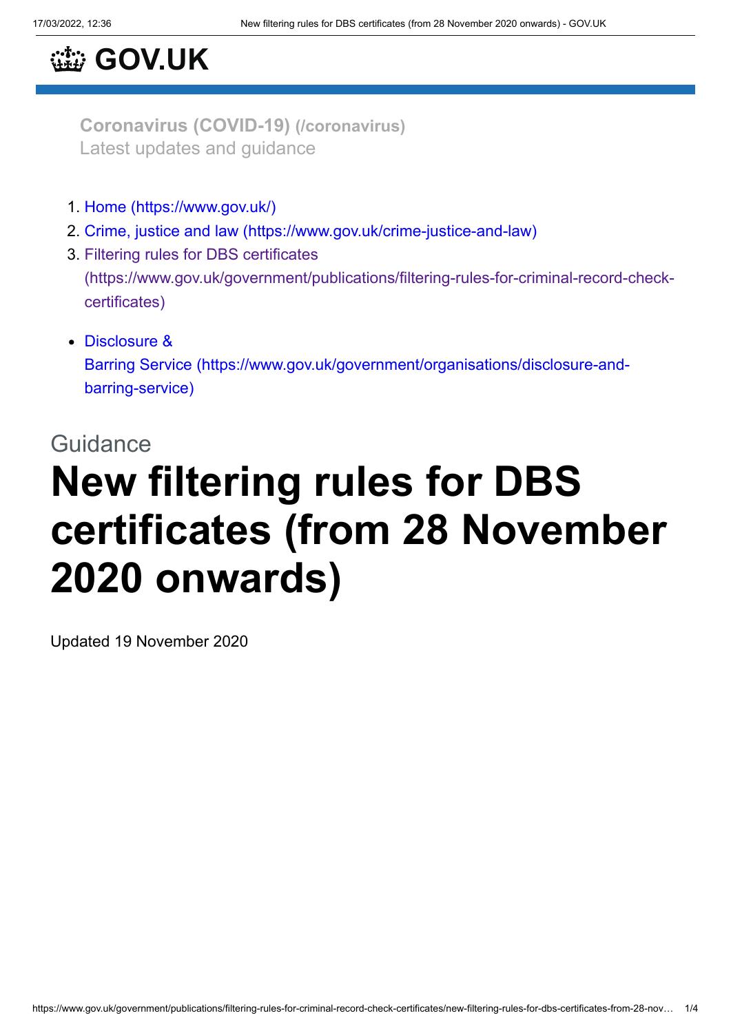# GOV.UK

**Coronavirus (COVID-19) (/coronavirus)**
Latest updates and guidance

1. Home (https://www.gov.uk/)
2. Crime, justice and law (https://www.gov.uk/crime-justice-and-law)
3. Filtering rules for DBS certificates (https://www.gov.uk/government/publications/filtering-rules-for-criminal-record-check-certificates)

- Disclosure & Barring Service (https://www.gov.uk/government/organisations/disclosure-and-barring-service)

Guidance

# New filtering rules for DBS certificates (from 28 November 2020 onwards)

Updated 19 November 2020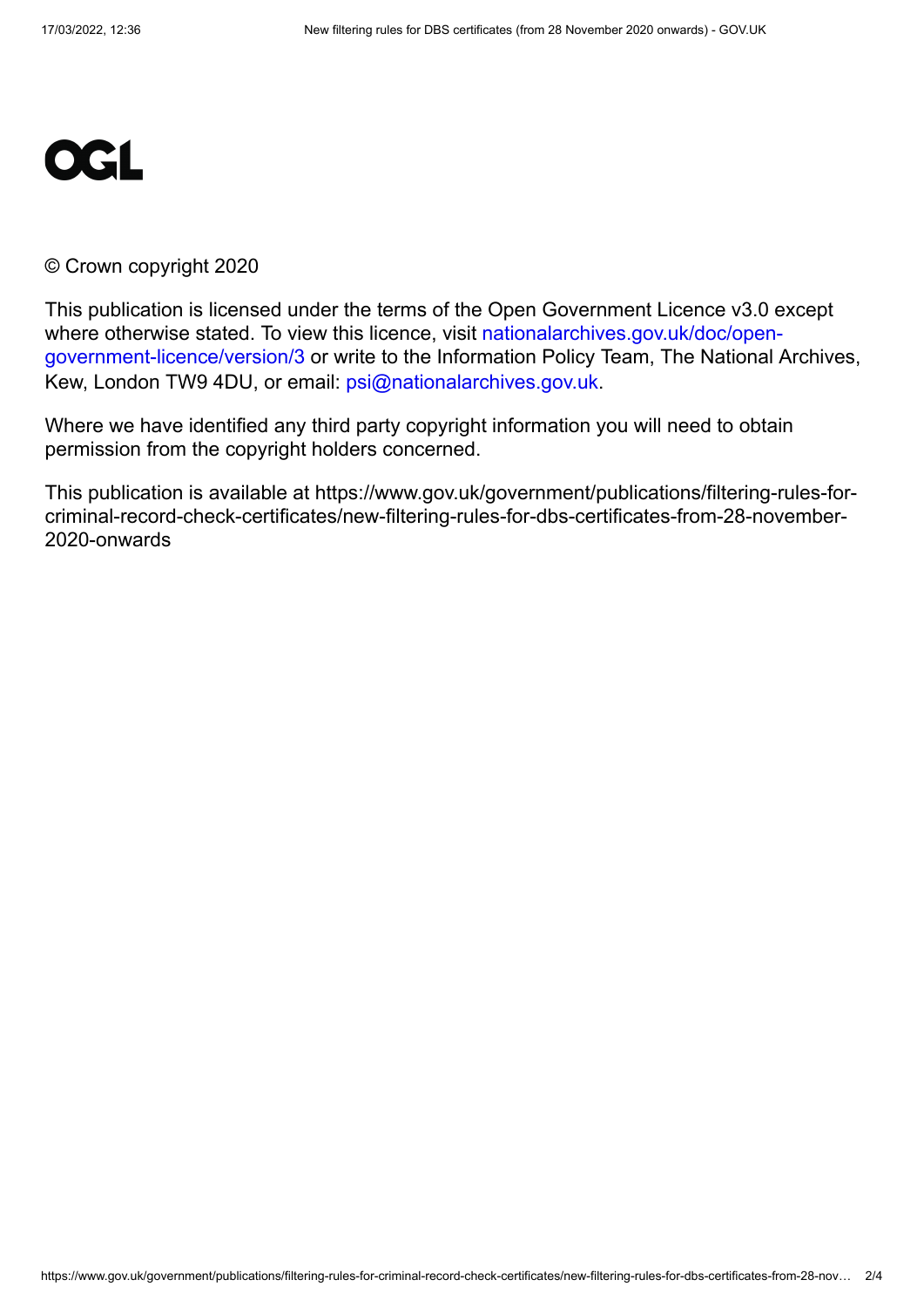OGL

© Crown copyright 2020

This publication is licensed under the terms of the Open Government Licence v3.0 except where otherwise stated. To view this licence, visit nationalarchives.gov.uk/doc/open-government-licence/version/3 or write to the Information Policy Team, The National Archives, Kew, London TW9 4DU, or email: psi@nationalarchives.gov.uk.

Where we have identified any third party copyright information you will need to obtain permission from the copyright holders concerned.

This publication is available at https://www.gov.uk/government/publications/filtering-rules-for-criminal-record-check-certificates/new-filtering-rules-for-dbs-certificates-from-28-november-2020-onwards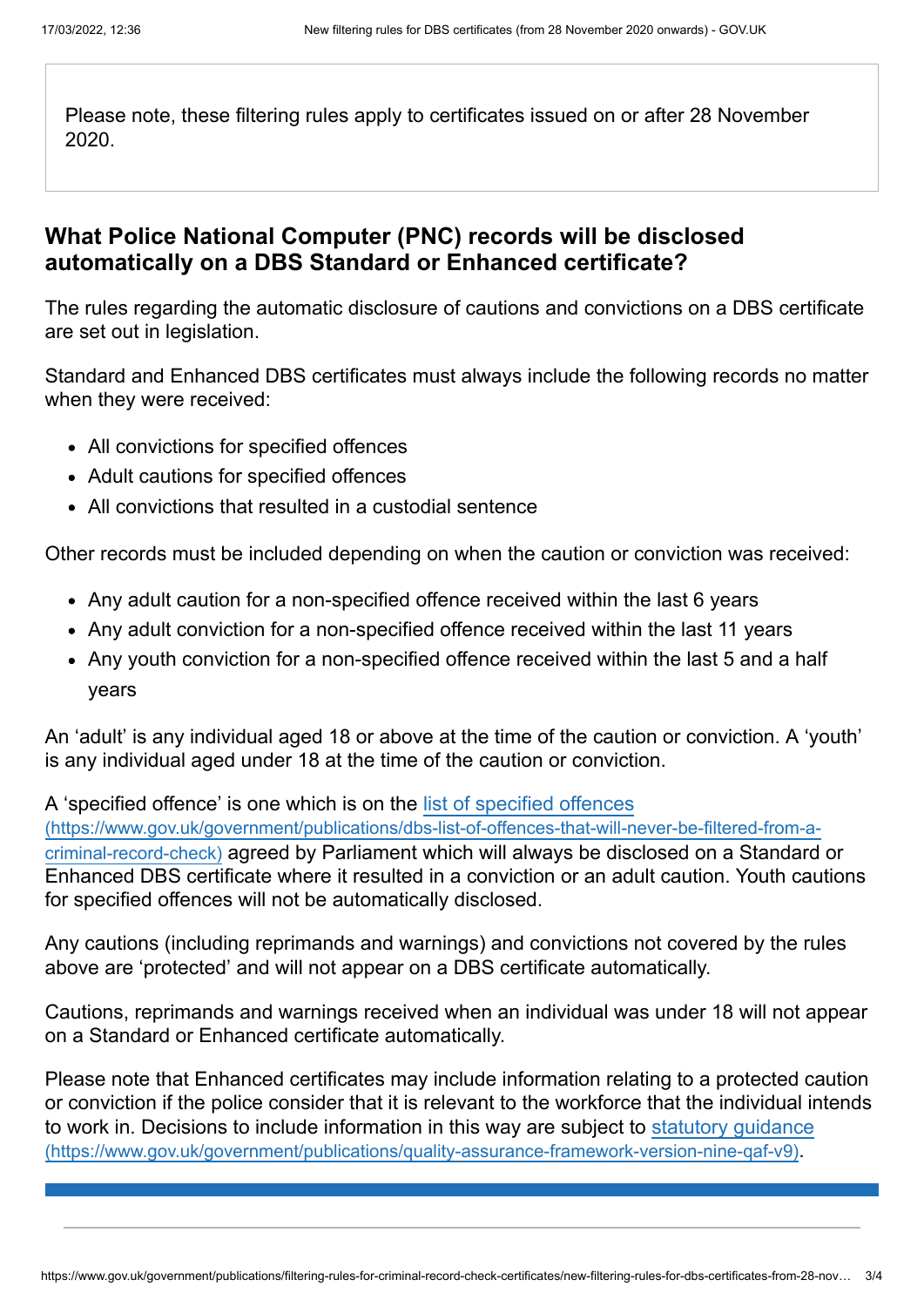Please note, these filtering rules apply to certificates issued on or after 28 November 2020.

## What Police National Computer (PNC) records will be disclosed automatically on a DBS Standard or Enhanced certificate?

The rules regarding the automatic disclosure of cautions and convictions on a DBS certificate are set out in legislation.

Standard and Enhanced DBS certificates must always include the following records no matter when they were received:

- All convictions for specified offences
- Adult cautions for specified offences
- All convictions that resulted in a custodial sentence

Other records must be included depending on when the caution or conviction was received:

- Any adult caution for a non-specified offence received within the last 6 years
- Any adult conviction for a non-specified offence received within the last 11 years
- Any youth conviction for a non-specified offence received within the last 5 and a half years

An 'adult' is any individual aged 18 or above at the time of the caution or conviction. A 'youth' is any individual aged under 18 at the time of the caution or conviction.

A 'specified offence' is one which is on the list of specified offences (https://www.gov.uk/government/publications/dbs-list-of-offences-that-will-never-be-filtered-from-a-criminal-record-check) agreed by Parliament which will always be disclosed on a Standard or Enhanced DBS certificate where it resulted in a conviction or an adult caution. Youth cautions for specified offences will not be automatically disclosed.

Any cautions (including reprimands and warnings) and convictions not covered by the rules above are 'protected' and will not appear on a DBS certificate automatically.

Cautions, reprimands and warnings received when an individual was under 18 will not appear on a Standard or Enhanced certificate automatically.

Please note that Enhanced certificates may include information relating to a protected caution or conviction if the police consider that it is relevant to the workforce that the individual intends to work in. Decisions to include information in this way are subject to statutory guidance (https://www.gov.uk/government/publications/quality-assurance-framework-version-nine-qaf-v9).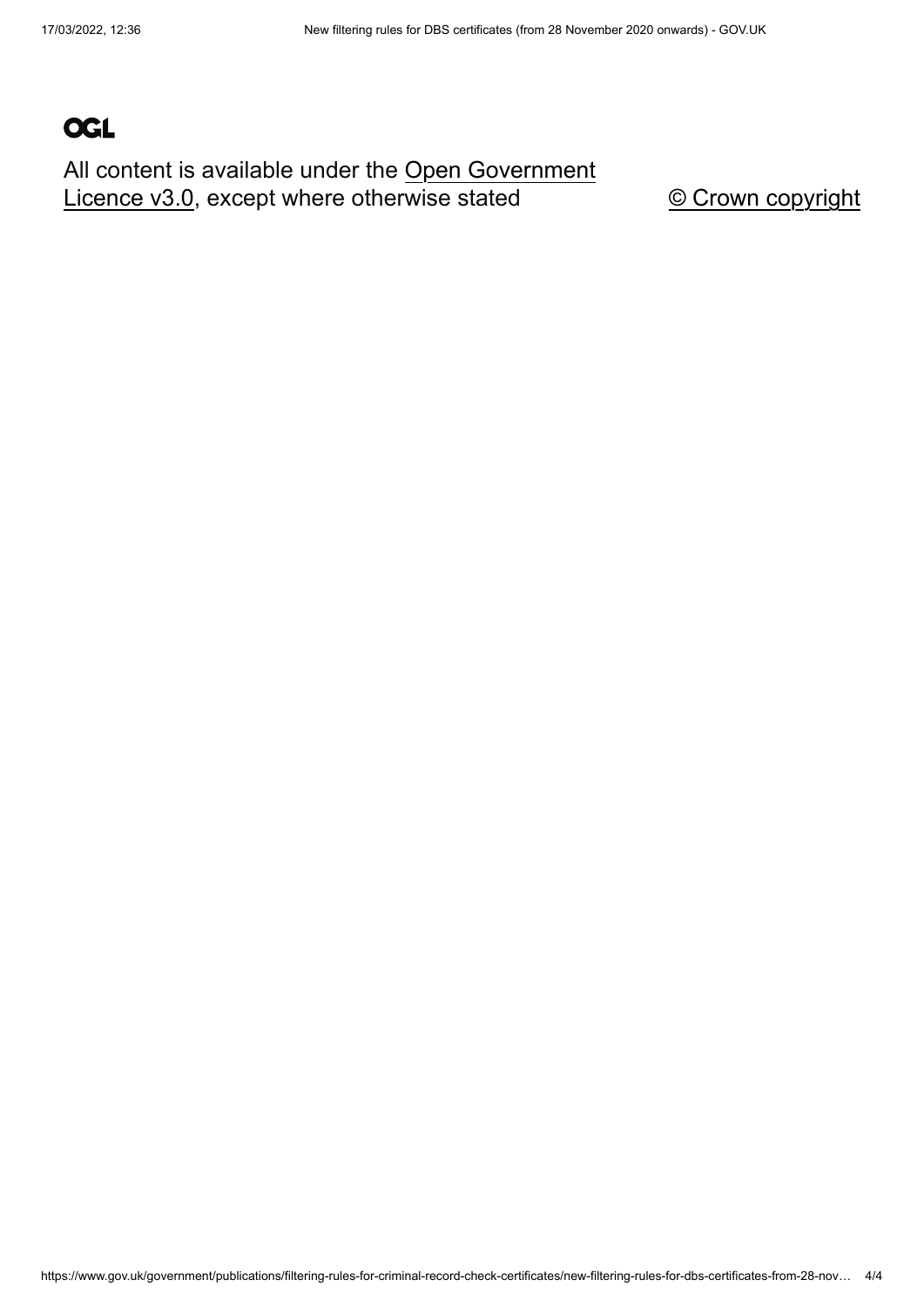OGL

All content is available under the Open Government Licence v3.0, except where otherwise stated

© Crown copyright